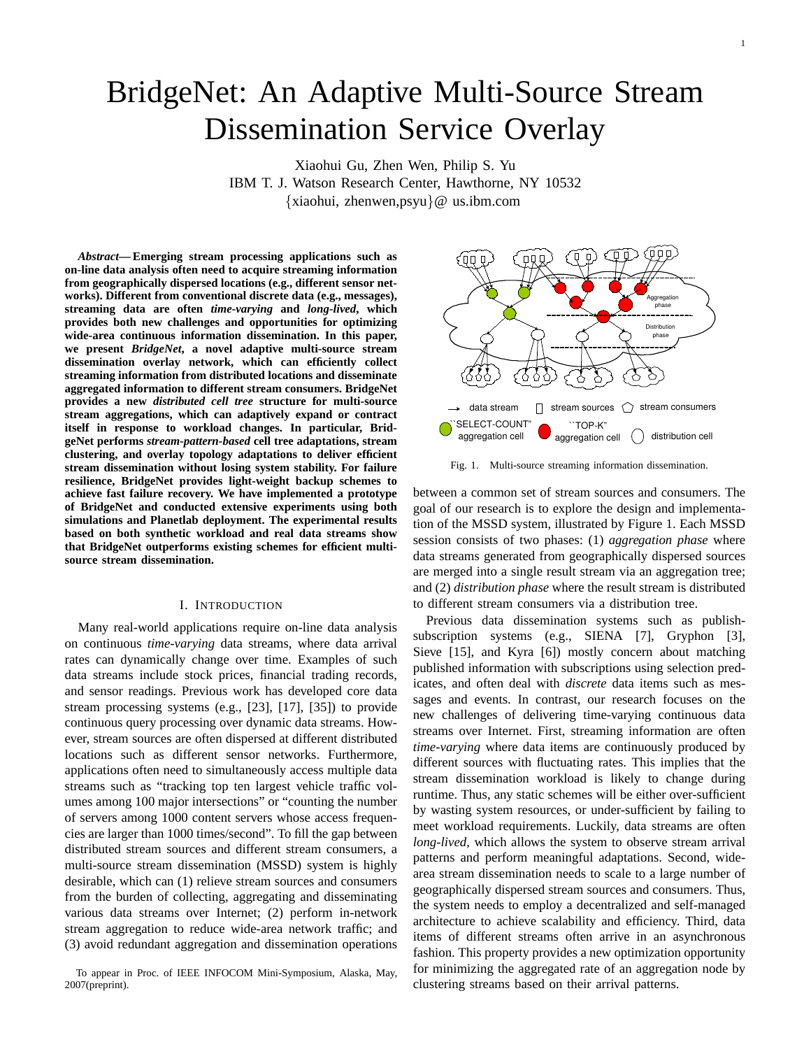# BridgeNet: An Adaptive Multi-Source Stream Dissemination Service Overlay

Xiaohui Gu, Zhen Wen, Philip S. Yu
IBM T. J. Watson Research Center, Hawthorne, NY 10532
{xiaohui, zhenwen,psyu}@ us.ibm.com

***Abstract*— Emerging stream processing applications such as on-line data analysis often need to acquire streaming information from geographically dispersed locations (e.g., different sensor networks). Different from conventional discrete data (e.g., messages), streaming data are often *time-varying* and *long-lived*, which provides both new challenges and opportunities for optimizing wide-area continuous information dissemination. In this paper, we present *BridgeNet*, a novel adaptive multi-source stream dissemination overlay network, which can efficiently collect streaming information from distributed locations and disseminate aggregated information to different stream consumers. BridgeNet provides a new *distributed cell tree* structure for multi-source stream aggregations, which can adaptively expand or contract itself in response to workload changes. In particular, BridgeNet performs *stream-pattern-based* cell tree adaptations, stream clustering, and overlay topology adaptations to deliver efficient stream dissemination without losing system stability. For failure resilience, BridgeNet provides light-weight backup schemes to achieve fast failure recovery. We have implemented a prototype of BridgeNet and conducted extensive experiments using both simulations and Planetlab deployment. The experimental results based on both synthetic workload and real data streams show that BridgeNet outperforms existing schemes for efficient multi-source stream dissemination.**

## I. Introduction

Many real-world applications require on-line data analysis on continuous *time-varying* data streams, where data arrival rates can dynamically change over time. Examples of such data streams include stock prices, financial trading records, and sensor readings. Previous work has developed core data stream processing systems (e.g., [23], [17], [35]) to provide continuous query processing over dynamic data streams. However, stream sources are often dispersed at different distributed locations such as different sensor networks. Furthermore, applications often need to simultaneously access multiple data streams such as "tracking top ten largest vehicle traffic volumes among 100 major intersections" or "counting the number of servers among 1000 content servers whose access frequencies are larger than 1000 times/second". To fill the gap between distributed stream sources and different stream consumers, a multi-source stream dissemination (MSSD) system is highly desirable, which can (1) relieve stream sources and consumers from the burden of collecting, aggregating and disseminating various data streams over Internet; (2) perform in-network stream aggregation to reduce wide-area network traffic; and (3) avoid redundant aggregation and dissemination operations between a common set of stream sources and consumers. The goal of our research is to explore the design and implementation of the MSSD system, illustrated by Figure 1. Each MSSD session consists of two phases: (1) *aggregation phase* where data streams generated from geographically dispersed sources are merged into a single result stream via an aggregation tree; and (2) *distribution phase* where the result stream is distributed to different stream consumers via a distribution tree.

Aggregation phase

Distribution phase

data stream

stream sources

stream consumers

``SELECT-COUNT" aggregation cell

``TOP-K" aggregation cell

distribution cell

Fig. 1. Multi-source streaming information dissemination.

Previous data dissemination systems such as publish-subscription systems (e.g., SIENA [7], Gryphon [3], Sieve [15], and Kyra [6]) mostly concern about matching published information with subscriptions using selection predicates, and often deal with *discrete* data items such as messages and events. In contrast, our research focuses on the new challenges of delivering time-varying continuous data streams over Internet. First, streaming information are often *time-varying* where data items are continuously produced by different sources with fluctuating rates. This implies that the stream dissemination workload is likely to change during runtime. Thus, any static schemes will be either over-sufficient by wasting system resources, or under-sufficient by failing to meet workload requirements. Luckily, data streams are often *long-lived*, which allows the system to observe stream arrival patterns and perform meaningful adaptations. Second, wide-area stream dissemination needs to scale to a large number of geographically dispersed stream sources and consumers. Thus, the system needs to employ a decentralized and self-managed architecture to achieve scalability and efficiency. Third, data items of different streams often arrive in an asynchronous fashion. This property provides a new optimization opportunity for minimizing the aggregated rate of an aggregation node by clustering streams based on their arrival patterns.

To appear in Proc. of IEEE INFOCOM Mini-Symposium, Alaska, May, 2007(preprint).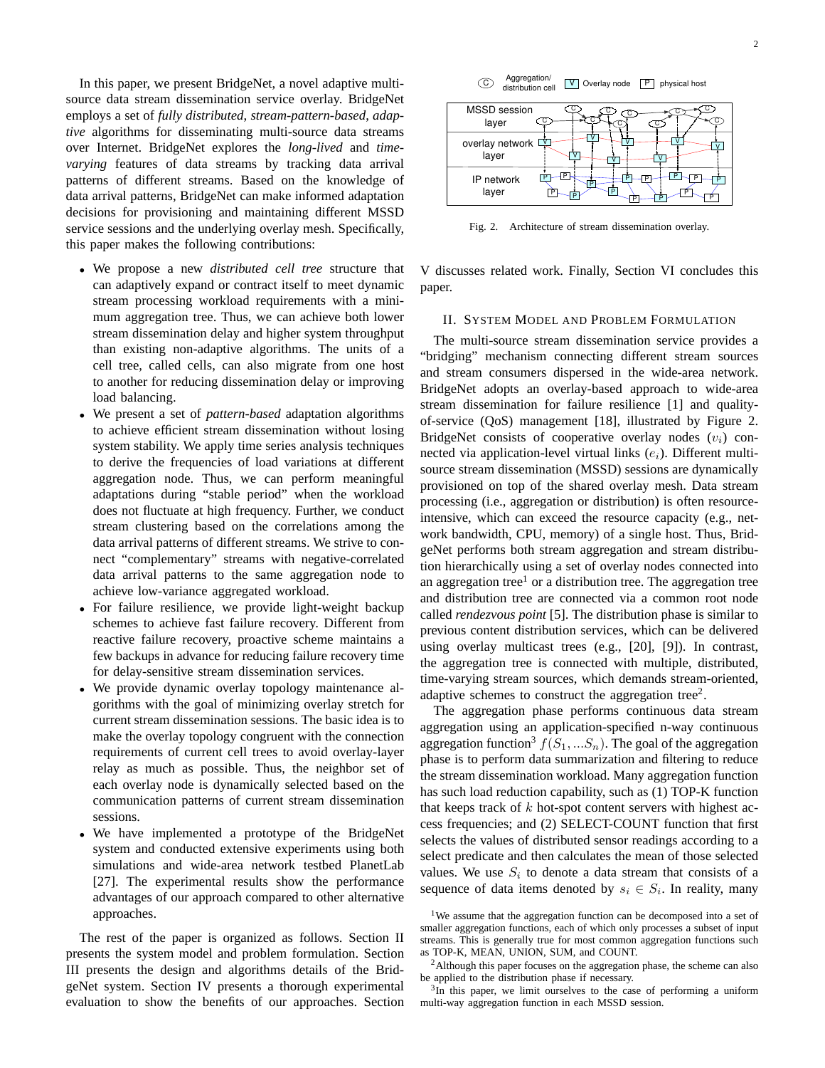In this paper, we present BridgeNet, a novel adaptive multi-source data stream dissemination service overlay. BridgeNet employs a set of *fully distributed, stream-pattern-based, adaptive* algorithms for disseminating multi-source data streams over Internet. BridgeNet explores the *long-lived* and *time-varying* features of data streams by tracking data arrival patterns of different streams. Based on the knowledge of data arrival patterns, BridgeNet can make informed adaptation decisions for provisioning and maintaining different MSSD service sessions and the underlying overlay mesh. Specifically, this paper makes the following contributions:

- We propose a new *distributed cell tree* structure that can adaptively expand or contract itself to meet dynamic stream processing workload requirements with a minimum aggregation tree. Thus, we can achieve both lower stream dissemination delay and higher system throughput than existing non-adaptive algorithms. The units of a cell tree, called cells, can also migrate from one host to another for reducing dissemination delay or improving load balancing.
- We present a set of *pattern-based* adaptation algorithms to achieve efficient stream dissemination without losing system stability. We apply time series analysis techniques to derive the frequencies of load variations at different aggregation node. Thus, we can perform meaningful adaptations during "stable period" when the workload does not fluctuate at high frequency. Further, we conduct stream clustering based on the correlations among the data arrival patterns of different streams. We strive to connect "complementary" streams with negative-correlated data arrival patterns to the same aggregation node to achieve low-variance aggregated workload.
- For failure resilience, we provide light-weight backup schemes to achieve fast failure recovery. Different from reactive failure recovery, proactive scheme maintains a few backups in advance for reducing failure recovery time for delay-sensitive stream dissemination services.
- We provide dynamic overlay topology maintenance algorithms with the goal of minimizing overlay stretch for current stream dissemination sessions. The basic idea is to make the overlay topology congruent with the connection requirements of current cell trees to avoid overlay-layer relay as much as possible. Thus, the neighbor set of each overlay node is dynamically selected based on the communication patterns of current stream dissemination sessions.
- We have implemented a prototype of the BridgeNet system and conducted extensive experiments using both simulations and wide-area network testbed PlanetLab [27]. The experimental results show the performance advantages of our approach compared to other alternative approaches.

The rest of the paper is organized as follows. Section II presents the system model and problem formulation. Section III presents the design and algorithms details of the BridgeNet system. Section IV presents a thorough experimental evaluation to show the benefits of our approaches. Section V discusses related work. Finally, Section VI concludes this paper.

C Aggregation/ distribution cell
V Overlay node
P physical host
MSSD session layer
overlay network layer
IP network layer

Fig. 2. Architecture of stream dissemination overlay.

## II. System Model and Problem Formulation

The multi-source stream dissemination service provides a "bridging" mechanism connecting different stream sources and stream consumers dispersed in the wide-area network. BridgeNet adopts an overlay-based approach to wide-area stream dissemination for failure resilience [1] and quality-of-service (QoS) management [18], illustrated by Figure 2. BridgeNet consists of cooperative overlay nodes ($v_i$) connected via application-level virtual links ($e_i$). Different multi-source stream dissemination (MSSD) sessions are dynamically provisioned on top of the shared overlay mesh. Data stream processing (i.e., aggregation or distribution) is often resource-intensive, which can exceed the resource capacity (e.g., network bandwidth, CPU, memory) of a single host. Thus, BridgeNet performs both stream aggregation and stream distribution hierarchically using a set of overlay nodes connected into an aggregation tree[1] or a distribution tree. The aggregation tree and distribution tree are connected via a common root node called *rendezvous point* [5]. The distribution phase is similar to previous content distribution services, which can be delivered using overlay multicast trees (e.g., [20], [9]). In contrast, the aggregation tree is connected with multiple, distributed, time-varying stream sources, which demands stream-oriented, adaptive schemes to construct the aggregation tree[2].

The aggregation phase performs continuous data stream aggregation using an application-specified n-way continuous aggregation function[3] $f(S_1, ...S_n)$. The goal of the aggregation phase is to perform data summarization and filtering to reduce the stream dissemination workload. Many aggregation function has such load reduction capability, such as (1) TOP-K function that keeps track of $k$ hot-spot content servers with highest access frequencies; and (2) SELECT-COUNT function that first selects the values of distributed sensor readings according to a select predicate and then calculates the mean of those selected values. We use $S_i$ to denote a data stream that consists of a sequence of data items denoted by $s_i \in S_i$. In reality, many

[1] We assume that the aggregation function can be decomposed into a set of smaller aggregation functions, each of which only processes a subset of input streams. This is generally true for most common aggregation functions such as TOP-K, MEAN, UNION, SUM, and COUNT.

[2] Although this paper focuses on the aggregation phase, the scheme can also be applied to the distribution phase if necessary.

[3] In this paper, we limit ourselves to the case of performing a uniform multi-way aggregation function in each MSSD session.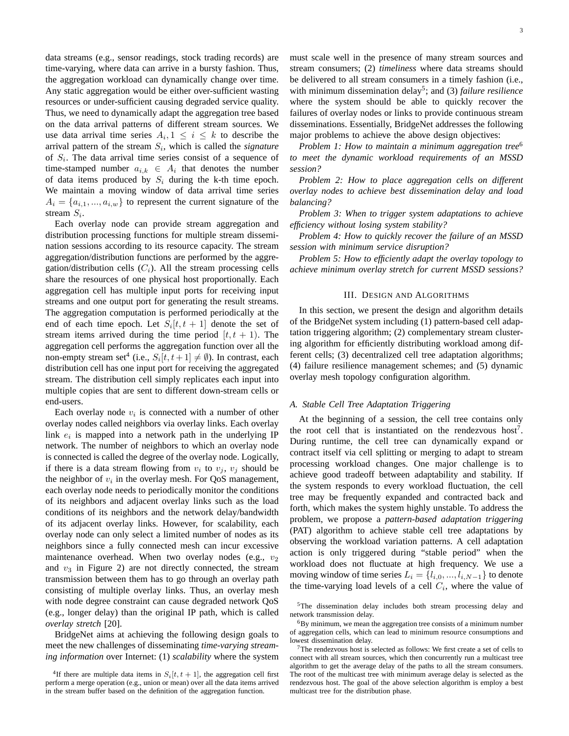data streams (e.g., sensor readings, stock trading records) are time-varying, where data can arrive in a bursty fashion. Thus, the aggregation workload can dynamically change over time. Any static aggregation would be either over-sufficient wasting resources or under-sufficient causing degraded service quality. Thus, we need to dynamically adapt the aggregation tree based on the data arrival patterns of different stream sources. We use data arrival time series $A_i, 1 \leq i \leq k$ to describe the arrival pattern of the stream $S_i$, which is called the *signature* of $S_i$. The data arrival time series consist of a sequence of time-stamped number $a_{i,k} \in A_i$ that denotes the number of data items produced by $S_i$ during the k-th time epoch. We maintain a moving window of data arrival time series $A_i = \{a_{i,1}, ..., a_{i,w}\}$ to represent the current signature of the stream $S_i$.

Each overlay node can provide stream aggregation and distribution processing functions for multiple stream dissemination sessions according to its resource capacity. The stream aggregation/distribution functions are performed by the aggregation/distribution cells ($C_i$). All the stream processing cells share the resources of one physical host proportionally. Each aggregation cell has multiple input ports for receiving input streams and one output port for generating the result streams. The aggregation computation is performed periodically at the end of each time epoch. Let $S_i[t, t+1]$ denote the set of stream items arrived during the time period $[t, t+1)$. The aggregation cell performs the aggregation function over all the non-empty stream set[4] (i.e., $S_i[t, t+1] \neq \emptyset$). In contrast, each distribution cell has one input port for receiving the aggregated stream. The distribution cell simply replicates each input into multiple copies that are sent to different down-stream cells or end-users.

Each overlay node $v_i$ is connected with a number of other overlay nodes called neighbors via overlay links. Each overlay link $e_i$ is mapped into a network path in the underlying IP network. The number of neighbors to which an overlay node is connected is called the degree of the overlay node. Logically, if there is a data stream flowing from $v_i$ to $v_j$, $v_j$ should be the neighbor of $v_i$ in the overlay mesh. For QoS management, each overlay node needs to periodically monitor the conditions of its neighbors and adjacent overlay links such as the load conditions of its neighbors and the network delay/bandwidth of its adjacent overlay links. However, for scalability, each overlay node can only select a limited number of nodes as its neighbors since a fully connected mesh can incur excessive maintenance overhead. When two overlay nodes (e.g., $v_2$ and $v_3$ in Figure 2) are not directly connected, the stream transmission between them has to go through an overlay path consisting of multiple overlay links. Thus, an overlay mesh with node degree constraint can cause degraded network QoS (e.g., longer delay) than the original IP path, which is called *overlay stretch* [20].

BridgeNet aims at achieving the following design goals to meet the new challenges of disseminating *time-varying streaming information* over Internet: (1) *scalability* where the system must scale well in the presence of many stream sources and stream consumers; (2) *timeliness* where data streams should be delivered to all stream consumers in a timely fashion (i.e., with minimum dissemination delay[5]; and (3) *failure resilience* where the system should be able to quickly recover the failures of overlay nodes or links to provide continuous stream disseminations. Essentially, BridgeNet addresses the following major problems to achieve the above design objectives:

*Problem 1: How to maintain a minimum aggregation tree*[6] *to meet the dynamic workload requirements of an MSSD session?*

*Problem 2: How to place aggregation cells on different overlay nodes to achieve best dissemination delay and load balancing?*

*Problem 3: When to trigger system adaptations to achieve efficiency without losing system stability?*

*Problem 4: How to quickly recover the failure of an MSSD session with minimum service disruption?*

*Problem 5: How to efficiently adapt the overlay topology to achieve minimum overlay stretch for current MSSD sessions?*

## III. Design and Algorithms

In this section, we present the design and algorithm details of the BridgeNet system including (1) pattern-based cell adaptation triggering algorithm; (2) complementary stream clustering algorithm for efficiently distributing workload among different cells; (3) decentralized cell tree adaptation algorithms; (4) failure resilience management schemes; and (5) dynamic overlay mesh topology configuration algorithm.

### A. Stable Cell Tree Adaptation Triggering

At the beginning of a session, the cell tree contains only the root cell that is instantiated on the rendezvous host[7]. During runtime, the cell tree can dynamically expand or contract itself via cell splitting or merging to adapt to stream processing workload changes. One major challenge is to achieve good tradeoff between adaptability and stability. If the system responds to every workload fluctuation, the cell tree may be frequently expanded and contracted back and forth, which makes the system highly unstable. To address the problem, we propose a *pattern-based adaptation triggering* (PAT) algorithm to achieve stable cell tree adaptations by observing the workload variation patterns. A cell adaptation action is only triggered during "stable period" when the workload does not fluctuate at high frequency. We use a moving window of time series $L_i = \{l_{i,0}, ..., l_{i,N-1}\}$ to denote the time-varying load levels of a cell $C_i$, where the value of

[4] If there are multiple data items in $S_i[t, t+1]$, the aggregation cell first perform a merge operation (e.g., union or mean) over all the data items arrived in the stream buffer based on the definition of the aggregation function.

[5] The dissemination delay includes both stream processing delay and network transmission delay.

[6] By minimum, we mean the aggregation tree consists of a minimum number of aggregation cells, which can lead to minimum resource consumptions and lowest dissemination delay.

[7] The rendezvous host is selected as follows: We first create a set of cells to connect with all stream sources, which then concurrently run a multicast tree algorithm to get the average delay of the paths to all the stream consumers. The root of the multicast tree with minimum average delay is selected as the rendezvous host. The goal of the above selection algorithm is employ a best multicast tree for the distribution phase.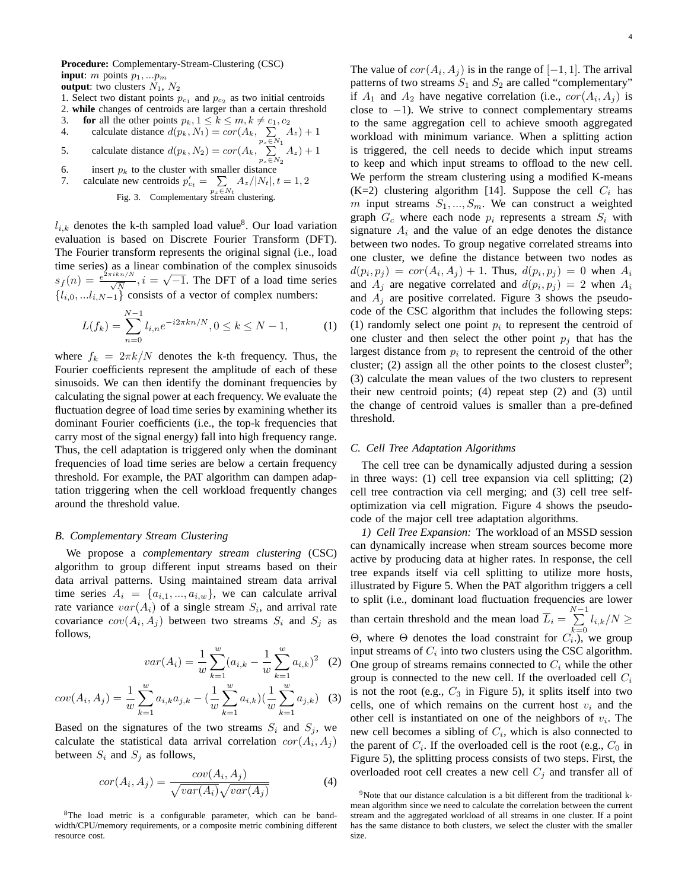**Procedure:** Complementary-Stream-Clustering (CSC)
**input**: $m$ points $p_1, ...p_m$
**output**: two clusters $N_1$, $N_2$

1. Select two distant points $p_{c_1}$ and $p_{c_2}$ as two initial centroids
2. **while** changes of centroids are larger than a certain threshold
3. **for** all the other points $p_k, 1 \leq k \leq m, k \neq c_1, c_2$
4. calculate distance $d(p_k, N_1) = cor(A_k, \sum_{p_z \in N_1} A_z) + 1$
5. calculate distance $d(p_k, N_2) = cor(A_k, \sum_{p_z \in N_2} A_z) + 1$
6. insert $p_k$ to the cluster with smaller distance
7. calculate new centroids $p'_{c_t} = \sum_{p_z \in N_t} A_z/|N_t|, t = 1, 2$

Fig. 3. Complementary stream clustering.

$l_{i,k}$ denotes the k-th sampled load value[8]. Our load variation evaluation is based on Discrete Fourier Transform (DFT). The Fourier transform represents the original signal (i.e., load time series) as a linear combination of the complex sinusoids $s_f(n) = \frac{e^{2\pi ikn/N}}{\sqrt{N}}, i = \sqrt{-1}$. The DFT of a load time series $\{l_{i,0}, ...l_{i,N-1}\}$ consists of a vector of complex numbers:

$$L(f_k) = \sum_{n=0}^{N-1} l_{i,n} e^{-i2\pi kn/N}, 0 \leq k \leq N-1, \quad (1)$$

where $f_k = 2\pi k/N$ denotes the k-th frequency. Thus, the Fourier coefficients represent the amplitude of each of these sinusoids. We can then identify the dominant frequencies by calculating the signal power at each frequency. We evaluate the fluctuation degree of load time series by examining whether its dominant Fourier coefficients (i.e., the top-k frequencies that carry most of the signal energy) fall into high frequency range. Thus, the cell adaptation is triggered only when the dominant frequencies of load time series are below a certain frequency threshold. For example, the PAT algorithm can dampen adaptation triggering when the cell workload frequently changes around the threshold value.

### B. Complementary Stream Clustering

We propose a *complementary stream clustering* (CSC) algorithm to group different input streams based on their data arrival patterns. Using maintained stream data arrival time series $A_i = \{a_{i,1}, ..., a_{i,w}\}$, we can calculate arrival rate variance $var(A_i)$ of a single stream $S_i$, and arrival rate covariance $cov(A_i, A_j)$ between two streams $S_i$ and $S_j$ as follows,

$$var(A_i) = \frac{1}{w}\sum_{k=1}^{w}(a_{i,k} - \frac{1}{w}\sum_{k=1}^{w} a_{i,k})^2 \quad (2)$$

$$cov(A_i, A_j) = \frac{1}{w}\sum_{k=1}^{w} a_{i,k}a_{j,k} - (\frac{1}{w}\sum_{k=1}^{w} a_{i,k})(\frac{1}{w}\sum_{k=1}^{w} a_{j,k}) \quad (3)$$

Based on the signatures of the two streams $S_i$ and $S_j$, we calculate the statistical data arrival correlation $cor(A_i, A_j)$ between $S_i$ and $S_j$ as follows,

$$cor(A_i, A_j) = \frac{cov(A_i, A_j)}{\sqrt{var(A_i)}\sqrt{var(A_j)}} \quad (4)$$

The value of $cor(A_i, A_j)$ is in the range of $[-1, 1]$. The arrival patterns of two streams $S_1$ and $S_2$ are called "complementary" if $A_1$ and $A_2$ have negative correlation (i.e., $cor(A_i, A_j)$ is close to $-1$). We strive to connect complementary streams to the same aggregation cell to achieve smooth aggregated workload with minimum variance. When a splitting action is triggered, the cell needs to decide which input streams to keep and which input streams to offload to the new cell. We perform the stream clustering using a modified K-means (K=2) clustering algorithm [14]. Suppose the cell $C_i$ has $m$ input streams $S_1, ..., S_m$. We can construct a weighted graph $G_c$ where each node $p_i$ represents a stream $S_i$ with signature $A_i$ and the value of an edge denotes the distance between two nodes. To group negative correlated streams into one cluster, we define the distance between two nodes as $d(p_i, p_j) = cor(A_i, A_j) + 1$. Thus, $d(p_i, p_j) = 0$ when $A_i$ and $A_j$ are negative correlated and $d(p_i, p_j) = 2$ when $A_i$ and $A_j$ are positive correlated. Figure 3 shows the pseudo-code of the CSC algorithm that includes the following steps: (1) randomly select one point $p_i$ to represent the centroid of one cluster and then select the other point $p_j$ that has the largest distance from $p_i$ to represent the centroid of the other cluster; (2) assign all the other points to the closest cluster[9]; (3) calculate the mean values of the two clusters to represent their new centroid points; (4) repeat step (2) and (3) until the change of centroid values is smaller than a pre-defined threshold.

### C. Cell Tree Adaptation Algorithms

The cell tree can be dynamically adjusted during a session in three ways: (1) cell tree expansion via cell splitting; (2) cell tree contraction via cell merging; and (3) cell tree self-optimization via cell migration. Figure 4 shows the pseudo-code of the major cell tree adaptation algorithms.

*1) Cell Tree Expansion:* The workload of an MSSD session can dynamically increase when stream sources become more active by producing data at higher rates. In response, the cell tree expands itself via cell splitting to utilize more hosts, illustrated by Figure 5. When the PAT algorithm triggers a cell to split (i.e., dominant load fluctuation frequencies are lower than certain threshold and the mean load $\overline{L}_i = \sum_{k=0}^{N-1} l_{i,k}/N \geq \Theta$, where $\Theta$ denotes the load constraint for $C_i$.), we group input streams of $C_i$ into two clusters using the CSC algorithm. One group of streams remains connected to $C_i$ while the other group is connected to the new cell. If the overloaded cell $C_i$ is not the root (e.g., $C_3$ in Figure 5), it splits itself into two cells, one of which remains on the current host $v_i$ and the other cell is instantiated on one of the neighbors of $v_i$. The new cell becomes a sibling of $C_i$, which is also connected to the parent of $C_i$. If the overloaded cell is the root (e.g., $C_0$ in Figure 5), the splitting process consists of two steps. First, the overloaded root cell creates a new cell $C_j$ and transfer all of

[8]The load metric is a configurable parameter, which can be bandwidth/CPU/memory requirements, or a composite metric combining different resource cost.

[9]Note that our distance calculation is a bit different from the traditional k-mean algorithm since we need to calculate the correlation between the current stream and the aggregated workload of all streams in one cluster. If a point has the same distance to both clusters, we select the cluster with the smaller size.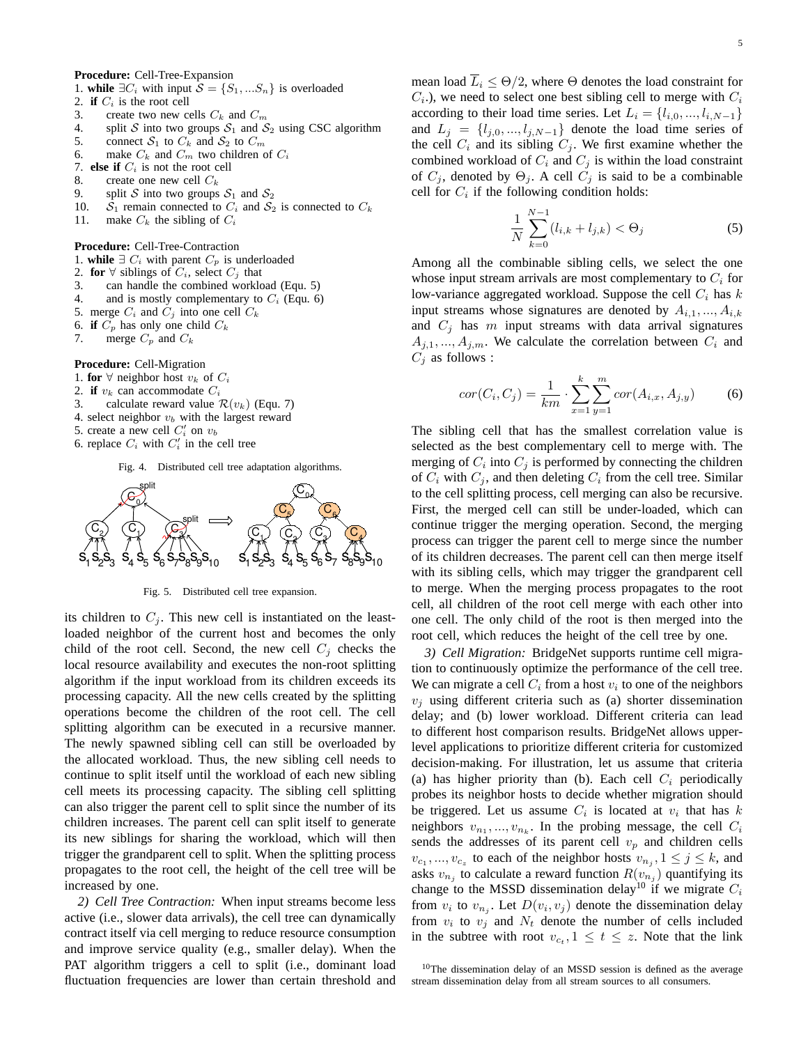**Procedure:** Cell-Tree-Expansion

1. **while** $\exists C_i$ with input $\mathcal{S} = \{S_1, ... S_n\}$ is overloaded
2. **if** $C_i$ is the root cell
3. create two new cells $C_k$ and $C_m$
4. split $\mathcal{S}$ into two groups $\mathcal{S}_1$ and $\mathcal{S}_2$ using CSC algorithm
5. connect $\mathcal{S}_1$ to $C_k$ and $\mathcal{S}_2$ to $C_m$
6. make $C_k$ and $C_m$ two children of $C_i$
7. **else if** $C_i$ is not the root cell
8. create one new cell $C_k$
9. split $\mathcal{S}$ into two groups $\mathcal{S}_1$ and $\mathcal{S}_2$
10. $\mathcal{S}_1$ remain connected to $C_i$ and $\mathcal{S}_2$ is connected to $C_k$
11. make $C_k$ the sibling of $C_i$

**Procedure:** Cell-Tree-Contraction

1. **while** $\exists$ $C_i$ with parent $C_p$ is underloaded
2. **for** $\forall$ siblings of $C_i$, select $C_j$ that
3. can handle the combined workload (Equ. 5)
4. and is mostly complementary to $C_i$ (Equ. 6)
5. merge $C_i$ and $C_j$ into one cell $C_k$
6. **if** $C_p$ has only one child $C_k$
7. merge $C_p$ and $C_k$

**Procedure:** Cell-Migration

1. **for** $\forall$ neighbor host $v_k$ of $C_i$
2. **if** $v_k$ can accommodate $C_i$
3. calculate reward value $\mathcal{R}(v_k)$ (Equ. 7)
4. select neighbor $v_b$ with the largest reward
5. create a new cell $C_i'$ on $v_b$
6. replace $C_i$ with $C_i'$ in the cell tree

Fig. 4. Distributed cell tree adaptation algorithms.

split
split
$C_0$ $C_2$ $C_1$ $C_3$
$S_1$ $S_2$ $S_3$ $S_4$ $S_5$ $S_6$ $S_7$ $S_8$ $S_9$ $S_{10}$
$C_0$ $C_5$ $C_6$ $C_1$ $C_2$ $C_3$ $C_4$
$S_1$ $S_2$ $S_3$ $S_4$ $S_5$ $S_6$ $S_7$ $S_8$ $S_9$ $S_{10}$

Fig. 5. Distributed cell tree expansion.

its children to $C_j$. This new cell is instantiated on the least-loaded neighbor of the current host and becomes the only child of the root cell. Second, the new cell $C_j$ checks the local resource availability and executes the non-root splitting algorithm if the input workload from its children exceeds its processing capacity. All the new cells created by the splitting operations become the children of the root cell. The cell splitting algorithm can be executed in a recursive manner. The newly spawned sibling cell can still be overloaded by the allocated workload. Thus, the new sibling cell needs to continue to split itself until the workload of each new sibling cell meets its processing capacity. The sibling cell splitting can also trigger the parent cell to split since the number of its children increases. The parent cell can split itself to generate its new siblings for sharing the workload, which will then trigger the grandparent cell to split. When the splitting process propagates to the root cell, the height of the cell tree will be increased by one.

*2) Cell Tree Contraction:* When input streams become less active (i.e., slower data arrivals), the cell tree can dynamically contract itself via cell merging to reduce resource consumption and improve service quality (e.g., smaller delay). When the PAT algorithm triggers a cell to split (i.e., dominant load fluctuation frequencies are lower than certain threshold and mean load $\overline{L}_i \leq \Theta/2$, where $\Theta$ denotes the load constraint for $C_i$.), we need to select one best sibling cell to merge with $C_i$ according to their load time series. Let $L_i = \{l_{i,0}, ..., l_{i,N-1}\}$ and $L_j = \{l_{j,0}, ..., l_{j,N-1}\}$ denote the load time series of the cell $C_i$ and its sibling $C_j$. We first examine whether the combined workload of $C_i$ and $C_j$ is within the load constraint of $C_j$, denoted by $\Theta_j$. A cell $C_j$ is said to be a combinable cell for $C_i$ if the following condition holds:

$$\frac{1}{N}\sum_{k=0}^{N-1}(l_{i,k} + l_{j,k}) < \Theta_j \tag{5}$$

Among all the combinable sibling cells, we select the one whose input stream arrivals are most complementary to $C_i$ for low-variance aggregated workload. Suppose the cell $C_i$ has $k$ input streams whose signatures are denoted by $A_{i,1}, ..., A_{i,k}$ and $C_j$ has $m$ input streams with data arrival signatures $A_{j,1}, ..., A_{j,m}$. We calculate the correlation between $C_i$ and $C_j$ as follows :

$$cor(C_i, C_j) = \frac{1}{km} \cdot \sum_{x=1}^{k}\sum_{y=1}^{m} cor(A_{i,x}, A_{j,y}) \tag{6}$$

The sibling cell that has the smallest correlation value is selected as the best complementary cell to merge with. The merging of $C_i$ into $C_j$ is performed by connecting the children of $C_i$ with $C_j$, and then deleting $C_i$ from the cell tree. Similar to the cell splitting process, cell merging can also be recursive. First, the merged cell can still be under-loaded, which can continue trigger the merging operation. Second, the merging process can trigger the parent cell to merge since the number of its children decreases. The parent cell can then merge itself with its sibling cells, which may trigger the grandparent cell to merge. When the merging process propagates to the root cell, all children of the root cell merge with each other into one cell. The only child of the root is then merged into the root cell, which reduces the height of the cell tree by one.

*3) Cell Migration:* BridgeNet supports runtime cell migration to continuously optimize the performance of the cell tree. We can migrate a cell $C_i$ from a host $v_i$ to one of the neighbors $v_j$ using different criteria such as (a) shorter dissemination delay; and (b) lower workload. Different criteria can lead to different host comparison results. BridgeNet allows upper-level applications to prioritize different criteria for customized decision-making. For illustration, let us assume that criteria (a) has higher priority than (b). Each cell $C_i$ periodically probes its neighbor hosts to decide whether migration should be triggered. Let us assume $C_i$ is located at $v_i$ that has $k$ neighbors $v_{n_1}, ..., v_{n_k}$. In the probing message, the cell $C_i$ sends the addresses of its parent cell $v_p$ and children cells $v_{c_1}, ..., v_{c_z}$ to each of the neighbor hosts $v_{n_j}, 1 \leq j \leq k$, and asks $v_{n_j}$ to calculate a reward function $R(v_{n_j})$ quantifying its change to the MSSD dissemination delay[10] if we migrate $C_i$ from $v_i$ to $v_{n_j}$. Let $D(v_i, v_j)$ denote the dissemination delay from $v_i$ to $v_j$ and $N_t$ denote the number of cells included in the subtree with root $v_{c_t}, 1 \leq t \leq z$. Note that the link

[10] The dissemination delay of an MSSD session is defined as the average stream dissemination delay from all stream sources to all consumers.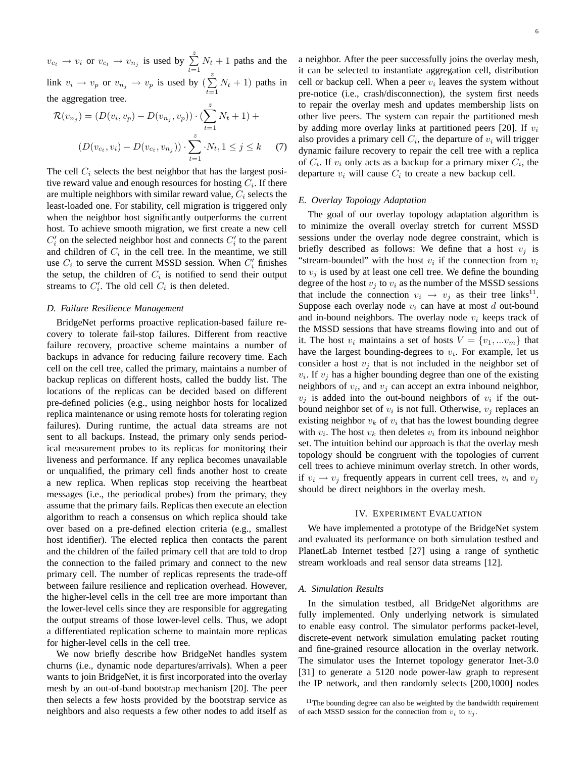$v_{c_t} \to v_i$ or $v_{c_t} \to v_{n_j}$ is used by $\sum_{t=1}^{z} N_t + 1$ paths and the link $v_i \to v_p$ or $v_{n_j} \to v_p$ is used by $(\sum_{t=1}^{z} N_t + 1)$ paths in the aggregation tree.

$$\mathcal{R}(v_{n_j}) = (D(v_i, v_p) - D(v_{n_j}, v_p)) \cdot (\sum_{t=1}^{z} N_t + 1) + (D(v_{c_t}, v_i) - D(v_{c_t}, v_{n_j})) \cdot \sum_{t=1}^{z} \cdot N_t, 1 \le j \le k \quad (7)$$

The cell $C_i$ selects the best neighbor that has the largest positive reward value and enough resources for hosting $C_i$. If there are multiple neighbors with similar reward value, $C_i$ selects the least-loaded one. For stability, cell migration is triggered only when the neighbor host significantly outperforms the current host. To achieve smooth migration, we first create a new cell $C_i'$ on the selected neighbor host and connects $C_i'$ to the parent and children of $C_i$ in the cell tree. In the meantime, we still use $C_i$ to serve the current MSSD session. When $C_i'$ finishes the setup, the children of $C_i$ is notified to send their output streams to $C_i'$. The old cell $C_i$ is then deleted.

### D. Failure Resilience Management

BridgeNet performs proactive replication-based failure recovery to tolerate fail-stop failures. Different from reactive failure recovery, proactive scheme maintains a number of backups in advance for reducing failure recovery time. Each cell on the cell tree, called the primary, maintains a number of backup replicas on different hosts, called the buddy list. The locations of the replicas can be decided based on different pre-defined policies (e.g., using neighbor hosts for localized replica maintenance or using remote hosts for tolerating region failures). During runtime, the actual data streams are not sent to all backups. Instead, the primary only sends periodical measurement probes to its replicas for monitoring their liveness and performance. If any replica becomes unavailable or unqualified, the primary cell finds another host to create a new replica. When replicas stop receiving the heartbeat messages (i.e., the periodical probes) from the primary, they assume that the primary fails. Replicas then execute an election algorithm to reach a consensus on which replica should take over based on a pre-defined election criteria (e.g., smallest host identifier). The elected replica then contacts the parent and the children of the failed primary cell that are told to drop the connection to the failed primary and connect to the new primary cell. The number of replicas represents the trade-off between failure resilience and replication overhead. However, the higher-level cells in the cell tree are more important than the lower-level cells since they are responsible for aggregating the output streams of those lower-level cells. Thus, we adopt a differentiated replication scheme to maintain more replicas for higher-level cells in the cell tree.

We now briefly describe how BridgeNet handles system churns (i.e., dynamic node departures/arrivals). When a peer wants to join BridgeNet, it is first incorporated into the overlay mesh by an out-of-band bootstrap mechanism [20]. The peer then selects a few hosts provided by the bootstrap service as neighbors and also requests a few other nodes to add itself as a neighbor. After the peer successfully joins the overlay mesh, it can be selected to instantiate aggregation cell, distribution cell or backup cell. When a peer $v_i$ leaves the system without pre-notice (i.e., crash/disconnection), the system first needs to repair the overlay mesh and updates membership lists on other live peers. The system can repair the partitioned mesh by adding more overlay links at partitioned peers [20]. If $v_i$ also provides a primary cell $C_i$, the departure of $v_i$ will trigger dynamic failure recovery to repair the cell tree with a replica of $C_i$. If $v_i$ only acts as a backup for a primary mixer $C_i$, the departure $v_i$ will cause $C_i$ to create a new backup cell.

### E. Overlay Topology Adaptation

The goal of our overlay topology adaptation algorithm is to minimize the overall overlay stretch for current MSSD sessions under the overlay node degree constraint, which is briefly described as follows: We define that a host $v_j$ is "stream-bounded" with the host $v_i$ if the connection from $v_i$ to $v_j$ is used by at least one cell tree. We define the bounding degree of the host $v_j$ to $v_i$ as the number of the MSSD sessions that include the connection $v_i \to v_j$ as their tree links[11]. Suppose each overlay node $v_i$ can have at most $d$ out-bound and in-bound neighbors. The overlay node $v_i$ keeps track of the MSSD sessions that have streams flowing into and out of it. The host $v_i$ maintains a set of hosts $V = \{v_1, ...v_m\}$ that have the largest bounding-degrees to $v_i$. For example, let us consider a host $v_j$ that is not included in the neighbor set of $v_i$. If $v_j$ has a higher bounding degree than one of the existing neighbors of $v_i$, and $v_j$ can accept an extra inbound neighbor, $v_j$ is added into the out-bound neighbors of $v_i$ if the out-bound neighbor set of $v_i$ is not full. Otherwise, $v_j$ replaces an existing neighbor $v_k$ of $v_i$ that has the lowest bounding degree with $v_i$. The host $v_k$ then deletes $v_i$ from its inbound neighbor set. The intuition behind our approach is that the overlay mesh topology should be congruent with the topologies of current cell trees to achieve minimum overlay stretch. In other words, if $v_i \to v_j$ frequently appears in current cell trees, $v_i$ and $v_j$ should be direct neighbors in the overlay mesh.

## IV. Experiment Evaluation

We have implemented a prototype of the BridgeNet system and evaluated its performance on both simulation testbed and PlanetLab Internet testbed [27] using a range of synthetic stream workloads and real sensor data streams [12].

### A. Simulation Results

In the simulation testbed, all BridgeNet algorithms are fully implemented. Only underlying network is simulated to enable easy control. The simulator performs packet-level, discrete-event network simulation emulating packet routing and fine-grained resource allocation in the overlay network. The simulator uses the Internet topology generator Inet-3.0 [31] to generate a 5120 node power-law graph to represent the IP network, and then randomly selects [200,1000] nodes

[11] The bounding degree can also be weighted by the bandwidth requirement of each MSSD session for the connection from $v_i$ to $v_j$.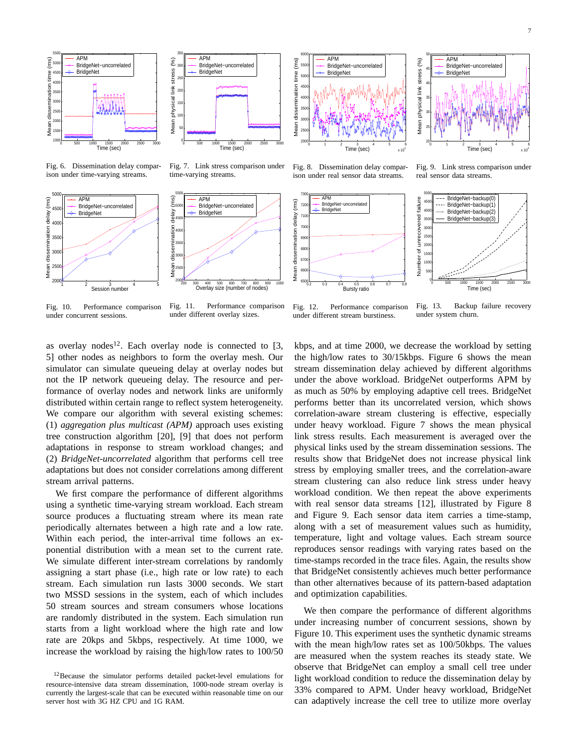APM
BridgeNet-uncorrelated
BridgeNet

Mean dissemination time (ms)

Time (sec)

Fig. 6. Dissemination delay comparison under time-varying streams.

APM
BridgeNet-uncorrelated
BridgeNet

Mean physical link stress (%)

Time (sec)

Fig. 7. Link stress comparison under time-varying streams.

APM
BridgeNet-uncorrelated
BridgeNet

Mean dissemination time (ms)

Time (sec)

Fig. 8. Dissemination delay comparison under real sensor data streams.

APM
BridgeNet-uncorrelated
BridgeNet

Mean physical link stress (%)

Time (sec)

Fig. 9. Link stress comparison under real sensor data streams.

APM
BridgeNet-uncorrelated
BridgeNet

Mean dissemination delay (ms)

Session number

Fig. 10. Performance comparison under concurrent sessions.

APM
BridgeNet-uncorrelated
BridgeNet

Mean dissemination delay (ms)

Overlay size (number of nodes)

Fig. 11. Performance comparison under different overlay sizes.

APM
BridgeNet-uncorrelated
BridgeNet

Mean dissemination delay (ms)

Bursty ratio

Fig. 12. Performance comparison under different stream burstiness.

BridgeNet-backup(0)
BridgeNet-backup(1)
BridgeNet-backup(2)
BridgeNet-backup(3)

Number of unrecovered failure

Time (sec)

Fig. 13. Backup failure recovery under system churn.

as overlay nodes[12]. Each overlay node is connected to [3, 5] other nodes as neighbors to form the overlay mesh. Our simulator can simulate queueing delay at overlay nodes but not the IP network queueing delay. The resource and performance of overlay nodes and network links are uniformly distributed within certain range to reflect system heterogeneity. We compare our algorithm with several existing schemes: (1) *aggregation plus multicast (APM)* approach uses existing tree construction algorithm [20], [9] that does not perform adaptations in response to stream workload changes; and (2) *BridgeNet-uncorrelated* algorithm that performs cell tree adaptations but does not consider correlations among different stream arrival patterns.

We first compare the performance of different algorithms using a synthetic time-varying stream workload. Each stream source produces a fluctuating stream where its mean rate periodically alternates between a high rate and a low rate. Within each period, the inter-arrival time follows an exponential distribution with a mean set to the current rate. We simulate different inter-stream correlations by randomly assigning a start phase (i.e., high rate or low rate) to each stream. Each simulation run lasts 3000 seconds. We start two MSSD sessions in the system, each of which includes 50 stream sources and stream consumers whose locations are randomly distributed in the system. Each simulation run starts from a light workload where the high rate and low rate are 20kps and 5kbps, respectively. At time 1000, we increase the workload by raising the high/low rates to 100/50 kbps, and at time 2000, we decrease the workload by setting the high/low rates to 30/15kbps. Figure 6 shows the mean stream dissemination delay achieved by different algorithms under the above workload. BridgeNet outperforms APM by as much as 50% by employing adaptive cell trees. BridgeNet performs better than its uncorrelated version, which shows correlation-aware stream clustering is effective, especially under heavy workload. Figure 7 shows the mean physical link stress results. Each measurement is averaged over the physical links used by the stream dissemination sessions. The results show that BridgeNet does not increase physical link stress by employing smaller trees, and the correlation-aware stream clustering can also reduce link stress under heavy workload condition. We then repeat the above experiments with real sensor data streams [12], illustrated by Figure 8 and Figure 9. Each sensor data item carries a time-stamp, along with a set of measurement values such as humidity, temperature, light and voltage values. Each stream source reproduces sensor readings with varying rates based on the time-stamps recorded in the trace files. Again, the results show that BridgeNet consistently achieves much better performance than other alternatives because of its pattern-based adaptation and optimization capabilities.

We then compare the performance of different algorithms under increasing number of concurrent sessions, shown by Figure 10. This experiment uses the synthetic dynamic streams with the mean high/low rates set as 100/50kbps. The values are measured when the system reaches its steady state. We observe that BridgeNet can employ a small cell tree under light workload condition to reduce the dissemination delay by 33% compared to APM. Under heavy workload, BridgeNet can adaptively increase the cell tree to utilize more overlay

[12]Because the simulator performs detailed packet-level emulations for resource-intensive data stream dissemination, 1000-node stream overlay is currently the largest-scale that can be executed within reasonable time on our server host with 3G HZ CPU and 1G RAM.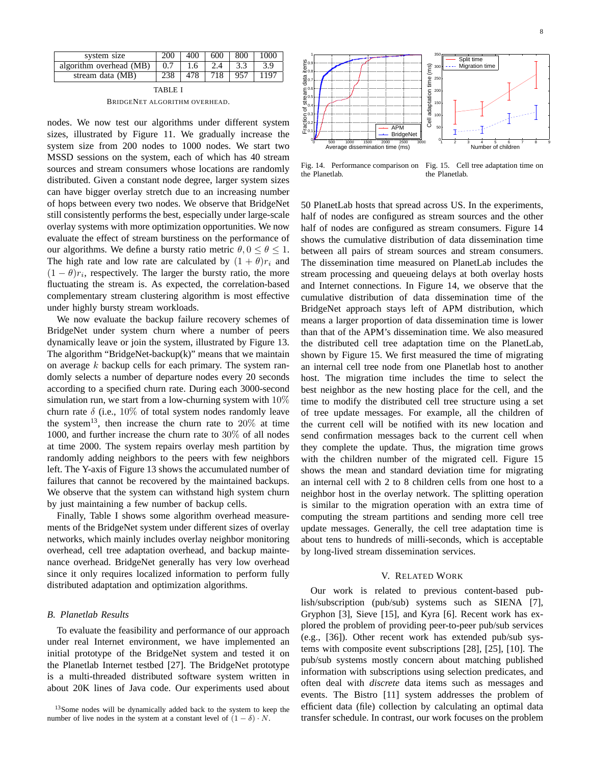| system size | 200 | 400 | 600 | 800 | 1000 |
|---|---|---|---|---|---|
| algorithm overhead (MB) | 0.7 | 1.6 | 2.4 | 3.3 | 3.9 |
| stream data (MB) | 238 | 478 | 718 | 957 | 1197 |

TABLE I

BRIDGENET ALGORITHM OVERHEAD.

nodes. We now test our algorithms under different system sizes, illustrated by Figure 11. We gradually increase the system size from 200 nodes to 1000 nodes. We start two MSSD sessions on the system, each of which has 40 stream sources and stream consumers whose locations are randomly distributed. Given a constant node degree, larger system sizes can have bigger overlay stretch due to an increasing number of hops between every two nodes. We observe that BridgeNet still consistently performs the best, especially under large-scale overlay systems with more optimization opportunities. We now evaluate the effect of stream burstiness on the performance of our algorithms. We define a bursty ratio metric $\theta, 0 \leq \theta \leq 1$. The high rate and low rate are calculated by $(1+\theta)r_i$ and $(1-\theta)r_i$, respectively. The larger the bursty ratio, the more fluctuating the stream is. As expected, the correlation-based complementary stream clustering algorithm is most effective under highly bursty stream workloads.

We now evaluate the backup failure recovery schemes of BridgeNet under system churn where a number of peers dynamically leave or join the system, illustrated by Figure 13. The algorithm "BridgeNet-backup(k)" means that we maintain on average $k$ backup cells for each primary. The system randomly selects a number of departure nodes every 20 seconds according to a specified churn rate. During each 3000-second simulation run, we start from a low-churning system with $10\%$ churn rate $\delta$ (i.e., $10\%$ of total system nodes randomly leave the system[13], then increase the churn rate to $20\%$ at time 1000, and further increase the churn rate to $30\%$ of all nodes at time 2000. The system repairs overlay mesh partition by randomly adding neighbors to the peers with few neighbors left. The Y-axis of Figure 13 shows the accumulated number of failures that cannot be recovered by the maintained backups. We observe that the system can withstand high system churn by just maintaining a few number of backup cells.

Finally, Table I shows some algorithm overhead measurements of the BridgeNet system under different sizes of overlay networks, which mainly includes overlay neighbor monitoring overhead, cell tree adaptation overhead, and backup maintenance overhead. BridgeNet generally has very low overhead since it only requires localized information to perform fully distributed adaptation and optimization algorithms.

### *B. Planetlab Results*

To evaluate the feasibility and performance of our approach under real Internet environment, we have implemented an initial prototype of the BridgeNet system and tested it on the Planetlab Internet testbed [27]. The BridgeNet prototype is a multi-threaded distributed software system written in about 20K lines of Java code. Our experiments used about 50 PlanetLab hosts that spread across US. In the experiments, half of nodes are configured as stream sources and the other half of nodes are configured as stream consumers. Figure 14 shows the cumulative distribution of data dissemination time between all pairs of stream sources and stream consumers. The dissemination time measured on PlanetLab includes the stream processing and queueing delays at both overlay hosts and Internet connections. In Figure 14, we observe that the cumulative distribution of data dissemination time of the BridgeNet approach stays left of APM distribution, which means a larger proportion of data dissemination time is lower than that of the APM's dissemination time. We also measured the distributed cell tree adaptation time on the PlanetLab, shown by Figure 15. We first measured the time of migrating an internal cell tree node from one Planetlab host to another host. The migration time includes the time to select the best neighbor as the new hosting place for the cell, and the time to modify the distributed cell tree structure using a set of tree update messages. For example, all the children of the current cell will be notified with its new location and send confirmation messages back to the current cell when they complete the update. Thus, the migration time grows with the children number of the migrated cell. Figure 15 shows the mean and standard deviation time for migrating an internal cell with 2 to 8 children cells from one host to a neighbor host in the overlay network. The splitting operation is similar to the migration operation with an extra time of computing the stream partitions and sending more cell tree update messages. Generally, the cell tree adaptation time is about tens to hundreds of milli-seconds, which is acceptable by long-lived stream dissemination services.

Fraction of stream data items
Average dissemination time (ms)
APM
BridgeNet

Fig. 14. Performance comparison on the Planetlab.

Cell adaptation time (ms)
Number of children
Split time
Migration time

Fig. 15. Cell tree adaptation time on the Planetlab.

## V. RELATED WORK

Our work is related to previous content-based publish/subscription (pub/sub) systems such as SIENA [7], Gryphon [3], Sieve [15], and Kyra [6]. Recent work has explored the problem of providing peer-to-peer pub/sub services (e.g., [36]). Other recent work has extended pub/sub systems with composite event subscriptions [28], [25], [10]. The pub/sub systems mostly concern about matching published information with subscriptions using selection predicates, and often deal with *discrete* data items such as messages and events. The Bistro [11] system addresses the problem of efficient data (file) collection by calculating an optimal data transfer schedule. In contrast, our work focuses on the problem

[13]Some nodes will be dynamically added back to the system to keep the number of live nodes in the system at a constant level of $(1-\delta)\cdot N$.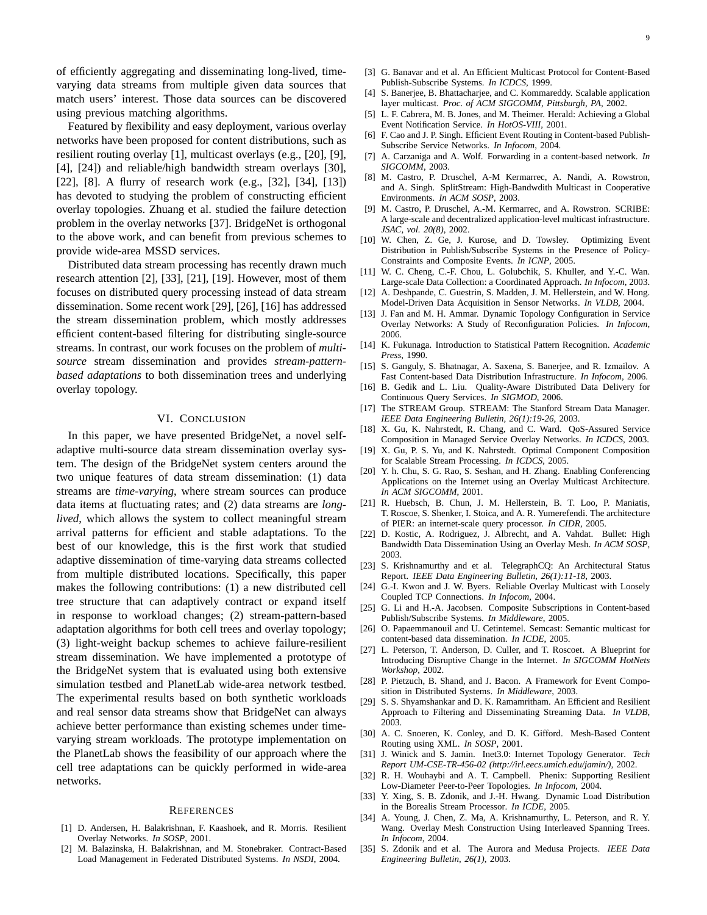of efficiently aggregating and disseminating long-lived, time-varying data streams from multiple given data sources that match users' interest. Those data sources can be discovered using previous matching algorithms.

Featured by flexibility and easy deployment, various overlay networks have been proposed for content distributions, such as resilient routing overlay [1], multicast overlays (e.g., [20], [9], [4], [24]) and reliable/high bandwidth stream overlays [30], [22], [8]. A flurry of research work (e.g., [32], [34], [13]) has devoted to studying the problem of constructing efficient overlay topologies. Zhuang et al. studied the failure detection problem in the overlay networks [37]. BridgeNet is orthogonal to the above work, and can benefit from previous schemes to provide wide-area MSSD services.

Distributed data stream processing has recently drawn much research attention [2], [33], [21], [19]. However, most of them focuses on distributed query processing instead of data stream dissemination. Some recent work [29], [26], [16] has addressed the stream dissemination problem, which mostly addresses efficient content-based filtering for distributing single-source streams. In contrast, our work focuses on the problem of *multi-source* stream dissemination and provides *stream-pattern-based adaptations* to both dissemination trees and underlying overlay topology.

## VI. Conclusion

In this paper, we have presented BridgeNet, a novel self-adaptive multi-source data stream dissemination overlay system. The design of the BridgeNet system centers around the two unique features of data stream dissemination: (1) data streams are *time-varying*, where stream sources can produce data items at fluctuating rates; and (2) data streams are *long-lived*, which allows the system to collect meaningful stream arrival patterns for efficient and stable adaptations. To the best of our knowledge, this is the first work that studied adaptive dissemination of time-varying data streams collected from multiple distributed locations. Specifically, this paper makes the following contributions: (1) a new distributed cell tree structure that can adaptively contract or expand itself in response to workload changes; (2) stream-pattern-based adaptation algorithms for both cell trees and overlay topology; (3) light-weight backup schemes to achieve failure-resilient stream dissemination. We have implemented a prototype of the BridgeNet system that is evaluated using both extensive simulation testbed and PlanetLab wide-area network testbed. The experimental results based on both synthetic workloads and real sensor data streams show that BridgeNet can always achieve better performance than existing schemes under time-varying stream workloads. The prototype implementation on the PlanetLab shows the feasibility of our approach where the cell tree adaptations can be quickly performed in wide-area networks.

## References

[1] D. Andersen, H. Balakrishnan, F. Kaashoek, and R. Morris. Resilient Overlay Networks. *In SOSP*, 2001.

[2] M. Balazinska, H. Balakrishnan, and M. Stonebraker. Contract-Based Load Management in Federated Distributed Systems. *In NSDI*, 2004.

[3] G. Banavar and et al. An Efficient Multicast Protocol for Content-Based Publish-Subscribe Systems. *In ICDCS*, 1999.

[4] S. Banerjee, B. Bhattacharjee, and C. Kommareddy. Scalable application layer multicast. *Proc. of ACM SIGCOMM, Pittsburgh, PA*, 2002.

[5] L. F. Cabrera, M. B. Jones, and M. Theimer. Herald: Achieving a Global Event Notification Service. *In HotOS-VIII*, 2001.

[6] F. Cao and J. P. Singh. Efficient Event Routing in Content-based Publish-Subscribe Service Networks. *In Infocom*, 2004.

[7] A. Carzaniga and A. Wolf. Forwarding in a content-based network. *In SIGCOMM*, 2003.

[8] M. Castro, P. Druschel, A-M Kermarrec, A. Nandi, A. Rowstron, and A. Singh. SplitStream: High-Bandwdith Multicast in Cooperative Environments. *In ACM SOSP*, 2003.

[9] M. Castro, P. Druschel, A.-M. Kermarrec, and A. Rowstron. SCRIBE: A large-scale and decentralized application-level multicast infrastructure. *JSAC, vol. 20(8)*, 2002.

[10] W. Chen, Z. Ge, J. Kurose, and D. Towsley. Optimizing Event Distribution in Publish/Subscribe Systems in the Presence of Policy-Constraints and Composite Events. *In ICNP*, 2005.

[11] W. C. Cheng, C.-F. Chou, L. Golubchik, S. Khuller, and Y.-C. Wan. Large-scale Data Collection: a Coordinated Approach. *In Infocom*, 2003.

[12] A. Deshpande, C. Guestrin, S. Madden, J. M. Hellerstein, and W. Hong. Model-Driven Data Acquisition in Sensor Networks. *In VLDB*, 2004.

[13] J. Fan and M. H. Ammar. Dynamic Topology Configuration in Service Overlay Networks: A Study of Reconfiguration Policies. *In Infocom*, 2006.

[14] K. Fukunaga. Introduction to Statistical Pattern Recognition. *Academic Press*, 1990.

[15] S. Ganguly, S. Bhatnagar, A. Saxena, S. Banerjee, and R. Izmailov. A Fast Content-based Data Distribution Infrastructure. *In Infocom*, 2006.

[16] B. Gedik and L. Liu. Quality-Aware Distributed Data Delivery for Continuous Query Services. *In SIGMOD*, 2006.

[17] The STREAM Group. STREAM: The Stanford Stream Data Manager. *IEEE Data Engineering Bulletin, 26(1):19-26*, 2003.

[18] X. Gu, K. Nahrstedt, R. Chang, and C. Ward. QoS-Assured Service Composition in Managed Service Overlay Networks. *In ICDCS*, 2003.

[19] X. Gu, P. S. Yu, and K. Nahrstedt. Optimal Component Composition for Scalable Stream Processing. *In ICDCS*, 2005.

[20] Y. h. Chu, S. G. Rao, S. Seshan, and H. Zhang. Enabling Conferencing Applications on the Internet using an Overlay Multicast Architecture. *In ACM SIGCOMM*, 2001.

[21] R. Huebsch, B. Chun, J. M. Hellerstein, B. T. Loo, P. Maniatis, T. Roscoe, S. Shenker, I. Stoica, and A. R. Yumerefendi. The architecture of PIER: an internet-scale query processor. *In CIDR*, 2005.

[22] D. Kostic, A. Rodriguez, J. Albrecht, and A. Vahdat. Bullet: High Bandwidth Data Dissemination Using an Overlay Mesh. *In ACM SOSP*, 2003.

[23] S. Krishnamurthy and et al. TelegraphCQ: An Architectural Status Report. *IEEE Data Engineering Bulletin, 26(1):11-18*, 2003.

[24] G.-I. Kwon and J. W. Byers. Reliable Overlay Multicast with Loosely Coupled TCP Connections. *In Infocom*, 2004.

[25] G. Li and H.-A. Jacobsen. Composite Subscriptions in Content-based Publish/Subscribe Systems. *In Middleware*, 2005.

[26] O. Papaemmanouil and U. Cetintemel. Semcast: Semantic multicast for content-based data dissemination. *In ICDE*, 2005.

[27] L. Peterson, T. Anderson, D. Culler, and T. Roscoet. A Blueprint for Introducing Disruptive Change in the Internet. *In SIGCOMM HotNets Workshop*, 2002.

[28] P. Pietzuch, B. Shand, and J. Bacon. A Framework for Event Composition in Distributed Systems. *In Middleware*, 2003.

[29] S. S. Shyamshankar and D. K. Ramamritham. An Efficient and Resilient Approach to Filtering and Disseminating Streaming Data. *In VLDB*, 2003.

[30] A. C. Snoeren, K. Conley, and D. K. Gifford. Mesh-Based Content Routing using XML. *In SOSP*, 2001.

[31] J. Winick and S. Jamin. Inet3.0: Internet Topology Generator. *Tech Report UM-CSE-TR-456-02 (http://irl.eecs.umich.edu/jamin/)*, 2002.

[32] R. H. Wouhaybi and A. T. Campbell. Phenix: Supporting Resilient Low-Diameter Peer-to-Peer Topologies. *In Infocom*, 2004.

[33] Y. Xing, S. B. Zdonik, and J.-H. Hwang. Dynamic Load Distribution in the Borealis Stream Processor. *In ICDE*, 2005.

[34] A. Young, J. Chen, Z. Ma, A. Krishnamurthy, L. Peterson, and R. Y. Wang. Overlay Mesh Construction Using Interleaved Spanning Trees. *In Infocom*, 2004.

[35] S. Zdonik and et al. The Aurora and Medusa Projects. *IEEE Data Engineering Bulletin, 26(1)*, 2003.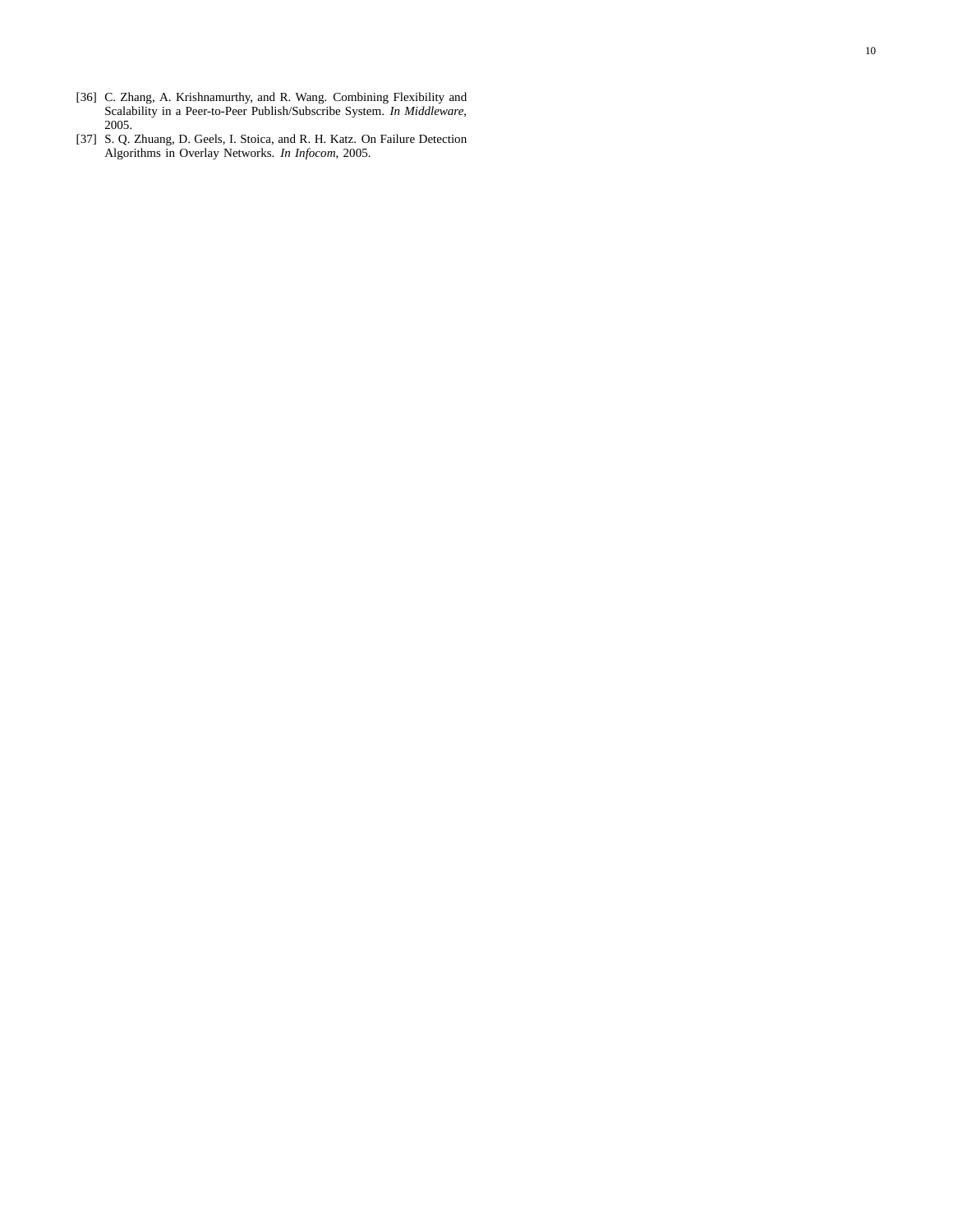[36] C. Zhang, A. Krishnamurthy, and R. Wang. Combining Flexibility and Scalability in a Peer-to-Peer Publish/Subscribe System. *In Middleware*, 2005.

[37] S. Q. Zhuang, D. Geels, I. Stoica, and R. H. Katz. On Failure Detection Algorithms in Overlay Networks. *In Infocom*, 2005.